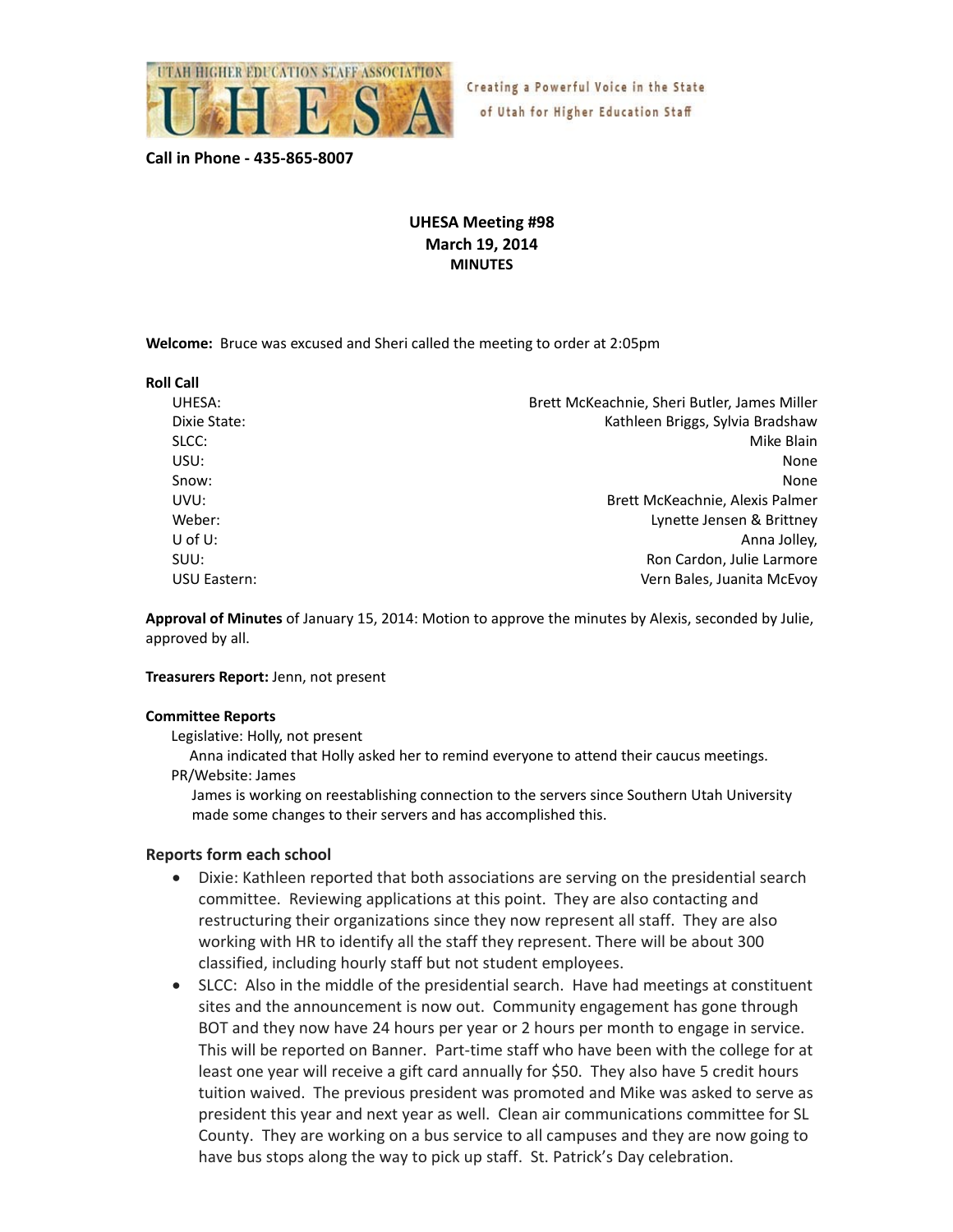UTAH HIGHER EDUCATION STAFF ASSOCIATION

UHESA

Creating a Powerful Voice in the State of Utah for Higher Education Staff

**Call in Phone - 435-865-8007**

**UHESA Meeting #98**
**March 19, 2014**
**MINUTES**

**Welcome:** Bruce was excused and Sheri called the meeting to order at 2:05pm

**Roll Call**

| | |
|---|---|
| UHESA: | Brett McKeachnie, Sheri Butler, James Miller |
| Dixie State: | Kathleen Briggs, Sylvia Bradshaw |
| SLCC: | Mike Blain |
| USU: | None |
| Snow: | None |
| UVU: | Brett McKeachnie, Alexis Palmer |
| Weber: | Lynette Jensen & Brittney |
| U of U: | Anna Jolley, |
| SUU: | Ron Cardon, Julie Larmore |
| USU Eastern: | Vern Bales, Juanita McEvoy |

**Approval of Minutes** of January 15, 2014: Motion to approve the minutes by Alexis, seconded by Julie, approved by all.

**Treasurers Report:** Jenn, not present

**Committee Reports**

Legislative: Holly, not present

Anna indicated that Holly asked her to remind everyone to attend their caucus meetings.

PR/Website: James

James is working on reestablishing connection to the servers since Southern Utah University made some changes to their servers and has accomplished this.

### Reports form each school

- Dixie: Kathleen reported that both associations are serving on the presidential search committee. Reviewing applications at this point. They are also contacting and restructuring their organizations since they now represent all staff. They are also working with HR to identify all the staff they represent. There will be about 300 classified, including hourly staff but not student employees.
- SLCC: Also in the middle of the presidential search. Have had meetings at constituent sites and the announcement is now out. Community engagement has gone through BOT and they now have 24 hours per year or 2 hours per month to engage in service. This will be reported on Banner. Part-time staff who have been with the college for at least one year will receive a gift card annually for $50. They also have 5 credit hours tuition waived. The previous president was promoted and Mike was asked to serve as president this year and next year as well. Clean air communications committee for SL County. They are working on a bus service to all campuses and they are now going to have bus stops along the way to pick up staff. St. Patrick's Day celebration.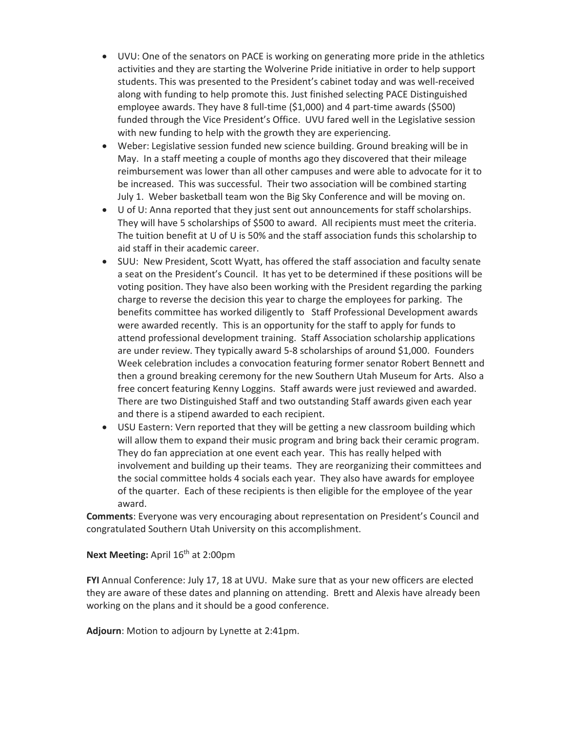- UVU: One of the senators on PACE is working on generating more pride in the athletics activities and they are starting the Wolverine Pride initiative in order to help support students. This was presented to the President's cabinet today and was well-received along with funding to help promote this. Just finished selecting PACE Distinguished employee awards. They have 8 full-time ($1,000) and 4 part-time awards ($500) funded through the Vice President's Office. UVU fared well in the Legislative session with new funding to help with the growth they are experiencing.
- Weber: Legislative session funded new science building. Ground breaking will be in May. In a staff meeting a couple of months ago they discovered that their mileage reimbursement was lower than all other campuses and were able to advocate for it to be increased. This was successful. Their two association will be combined starting July 1. Weber basketball team won the Big Sky Conference and will be moving on.
- U of U: Anna reported that they just sent out announcements for staff scholarships. They will have 5 scholarships of $500 to award. All recipients must meet the criteria. The tuition benefit at U of U is 50% and the staff association funds this scholarship to aid staff in their academic career.
- SUU: New President, Scott Wyatt, has offered the staff association and faculty senate a seat on the President's Council. It has yet to be determined if these positions will be voting position. They have also been working with the President regarding the parking charge to reverse the decision this year to charge the employees for parking. The benefits committee has worked diligently to Staff Professional Development awards were awarded recently. This is an opportunity for the staff to apply for funds to attend professional development training. Staff Association scholarship applications are under review. They typically award 5-8 scholarships of around $1,000. Founders Week celebration includes a convocation featuring former senator Robert Bennett and then a ground breaking ceremony for the new Southern Utah Museum for Arts. Also a free concert featuring Kenny Loggins. Staff awards were just reviewed and awarded. There are two Distinguished Staff and two outstanding Staff awards given each year and there is a stipend awarded to each recipient.
- USU Eastern: Vern reported that they will be getting a new classroom building which will allow them to expand their music program and bring back their ceramic program. They do fan appreciation at one event each year. This has really helped with involvement and building up their teams. They are reorganizing their committees and the social committee holds 4 socials each year. They also have awards for employee of the quarter. Each of these recipients is then eligible for the employee of the year award.

**Comments**: Everyone was very encouraging about representation on President's Council and congratulated Southern Utah University on this accomplishment.

**Next Meeting:** April 16th at 2:00pm

**FYI** Annual Conference: July 17, 18 at UVU. Make sure that as your new officers are elected they are aware of these dates and planning on attending. Brett and Alexis have already been working on the plans and it should be a good conference.

**Adjourn**: Motion to adjourn by Lynette at 2:41pm.